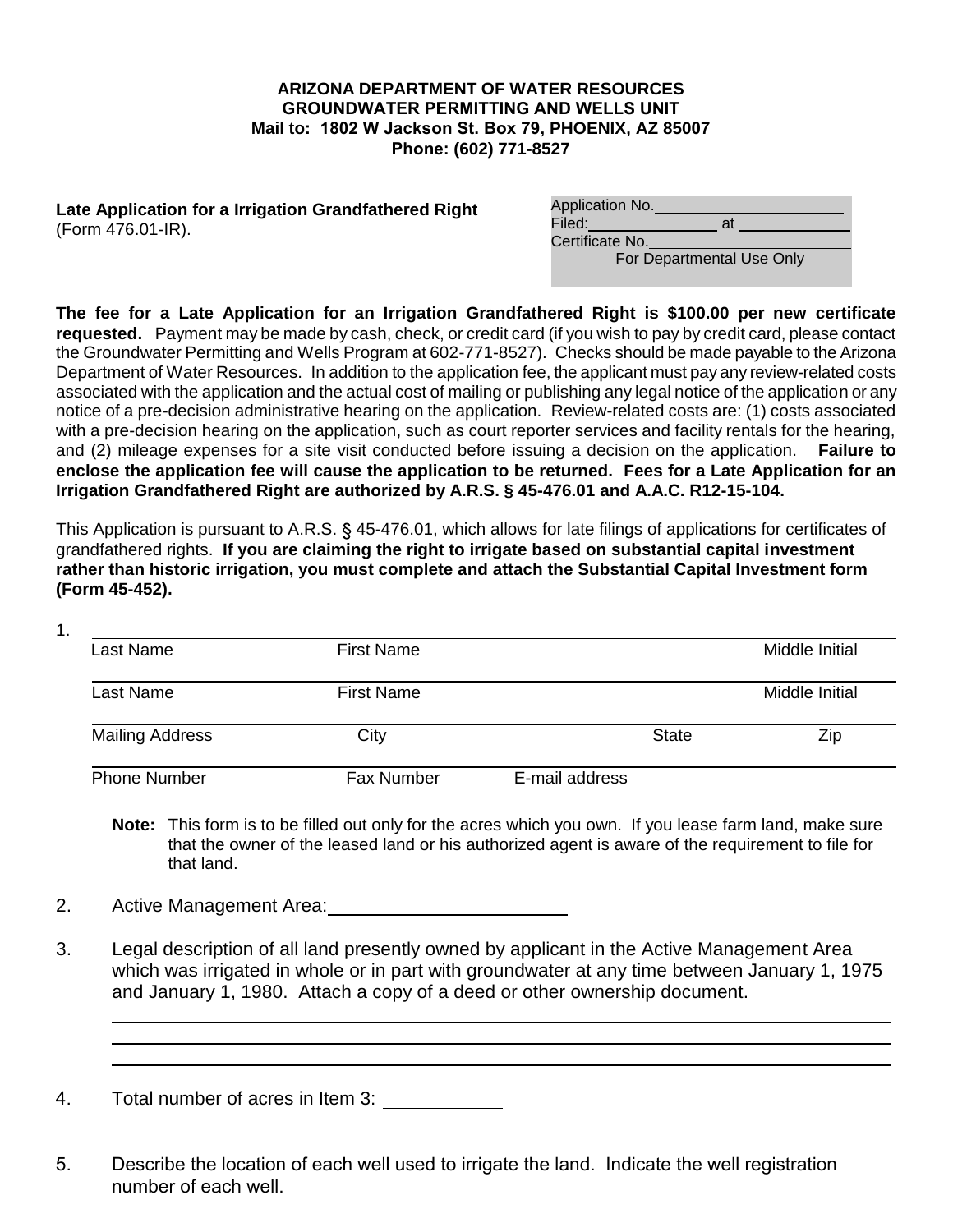**ARIZONA DEPARTMENT OF WATER RESOURCES**
**GROUNDWATER PERMITTING AND WELLS UNIT**
**Mail to: 1802 W Jackson St. Box 79, PHOENIX, AZ 85007**
**Phone: (602) 771-8527**

**Late Application for a Irrigation Grandfathered Right**
(Form 476.01-IR).

| For Departmental Use Only |
|---|
| Application No.________ |
| Filed:________ at ________ |
| Certificate No.________ |

**The fee for a Late Application for an Irrigation Grandfathered Right is $100.00 per new certificate requested.** Payment may be made by cash, check, or credit card (if you wish to pay by credit card, please contact the Groundwater Permitting and Wells Program at 602-771-8527). Checks should be made payable to the Arizona Department of Water Resources. In addition to the application fee, the applicant must pay any review-related costs associated with the application and the actual cost of mailing or publishing any legal notice of the application or any notice of a pre-decision administrative hearing on the application. Review-related costs are: (1) costs associated with a pre-decision hearing on the application, such as court reporter services and facility rentals for the hearing, and (2) mileage expenses for a site visit conducted before issuing a decision on the application. **Failure to enclose the application fee will cause the application to be returned. Fees for a Late Application for an Irrigation Grandfathered Right are authorized by A.R.S. § 45-476.01 and A.A.C. R12-15-104.**

This Application is pursuant to A.R.S. § 45-476.01, which allows for late filings of applications for certificates of grandfathered rights. **If you are claiming the right to irrigate based on substantial capital investment rather than historic irrigation, you must complete and attach the Substantial Capital Investment form (Form 45-452).**

1.
________________________________________
Last Name　　First Name　　Middle Initial

________________________________________
Last Name　　First Name　　Middle Initial

________________________________________
Mailing Address　　City　　State　　Zip

________________________________________
Phone Number　　Fax Number　　E-mail address

**Note:** This form is to be filled out only for the acres which you own. If you lease farm land, make sure that the owner of the leased land or his authorized agent is aware of the requirement to file for that land.

2. Active Management Area:________________

3. Legal description of all land presently owned by applicant in the Active Management Area which was irrigated in whole or in part with groundwater at any time between January 1, 1975 and January 1, 1980. Attach a copy of a deed or other ownership document.

________________________________________
________________________________________
________________________________________

4. Total number of acres in Item 3: ________

5. Describe the location of each well used to irrigate the land. Indicate the well registration number of each well.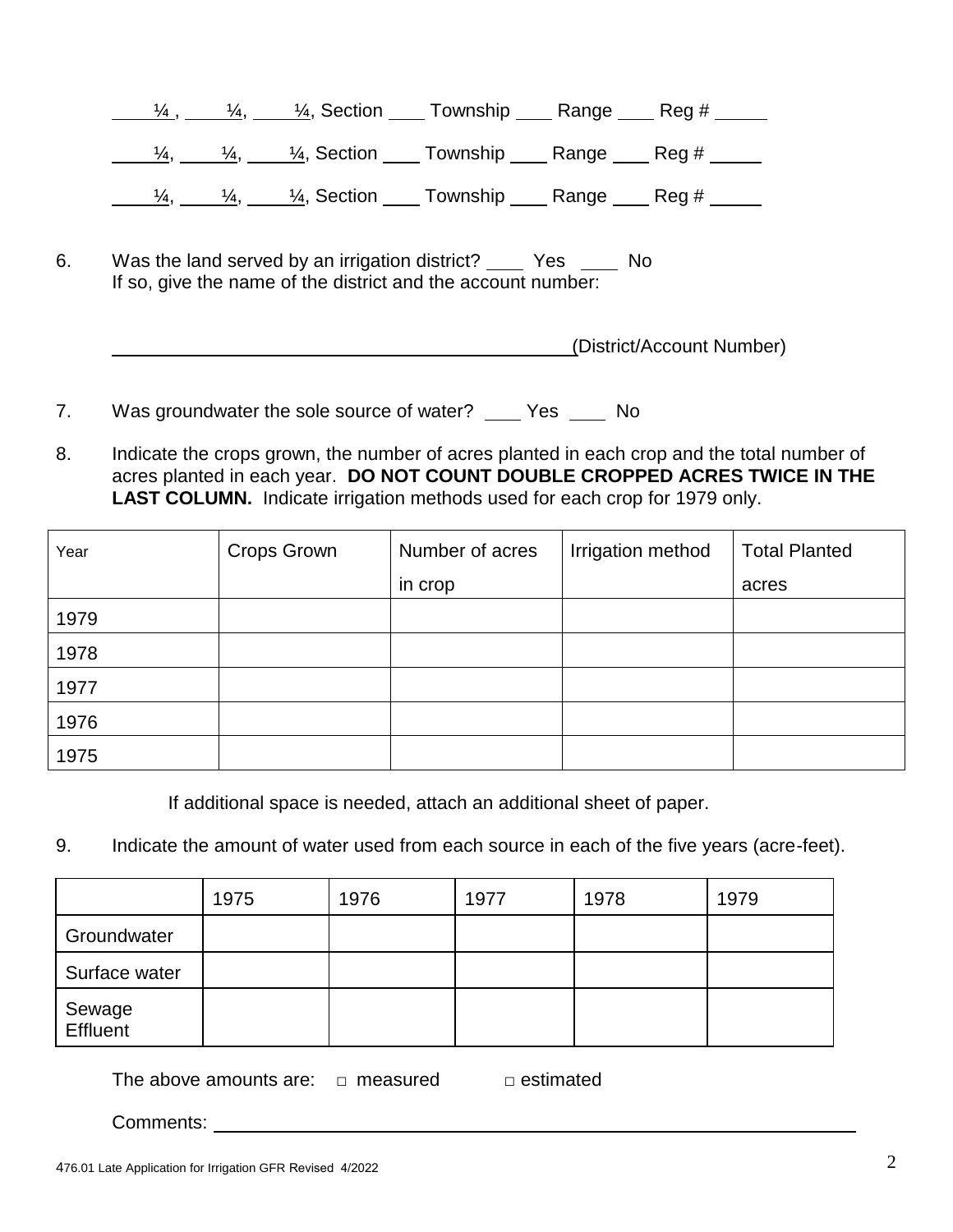____¼, ____¼, ____¼, Section ____ Township ____ Range ____ Reg # _____

____¼, ____¼, ____¼, Section ____ Township ____ Range ____ Reg # _____

____¼, ____¼, ____¼, Section ____ Township ____ Range ____ Reg # _____

6. Was the land served by an irrigation district? ____ Yes ____ No
   If so, give the name of the district and the account number:

   ______________________________________________(District/Account Number)

7. Was groundwater the sole source of water? ____ Yes ____ No

8. Indicate the crops grown, the number of acres planted in each crop and the total number of acres planted in each year. **DO NOT COUNT DOUBLE CROPPED ACRES TWICE IN THE LAST COLUMN.** Indicate irrigation methods used for each crop for 1979 only.

| Year | Crops Grown | Number of acres in crop | Irrigation method | Total Planted acres |
|---|---|---|---|---|
| 1979 | | | | |
| 1978 | | | | |
| 1977 | | | | |
| 1976 | | | | |
| 1975 | | | | |

If additional space is needed, attach an additional sheet of paper.

9. Indicate the amount of water used from each source in each of the five years (acre-feet).

| | 1975 | 1976 | 1977 | 1978 | 1979 |
|---|---|---|---|---|---|
| Groundwater | | | | | |
| Surface water | | | | | |
| Sewage Effluent | | | | | |

The above amounts are: □ measured □ estimated

Comments: ____________________________________________________________

476.01 Late Application for Irrigation GFR Revised 4/2022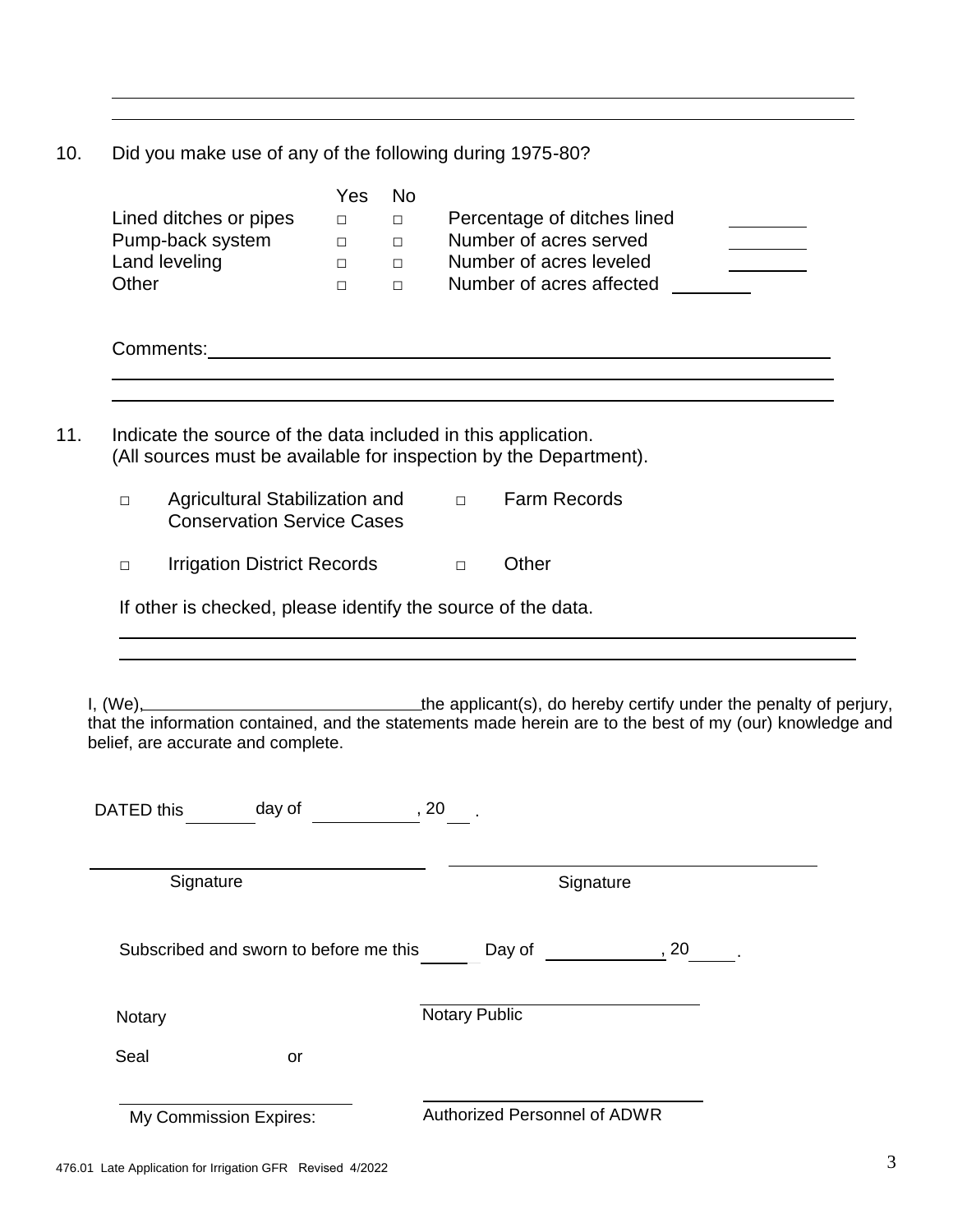10. Did you make use of any of the following during 1975-80?

| | Yes | No | | |
|---|---|---|---|---|
| Lined ditches or pipes | □ | □ | Percentage of ditches lined | ________ |
| Pump-back system | □ | □ | Number of acres served | ________ |
| Land leveling | □ | □ | Number of acres leveled | ________ |
| Other | □ | □ | Number of acres affected | ________ |

Comments: ____________________________________________

____________________________________________

____________________________________________

11. Indicate the source of the data included in this application.
(All sources must be available for inspection by the Department).

□ Agricultural Stabilization and Conservation Service Cases

□ Farm Records

□ Irrigation District Records

□ Other

If other is checked, please identify the source of the data.

____________________________________________

____________________________________________

I, (We), ______________________ the applicant(s), do hereby certify under the penalty of perjury, that the information contained, and the statements made herein are to the best of my (our) knowledge and belief, are accurate and complete.

DATED this ______ day of __________, 20 ___ .

______________________ Signature

______________________ Signature

Subscribed and sworn to before me this ______ Day of __________, 20 ____ .

Notary Seal

______________________ Notary Public

or

______________________ My Commission Expires:

______________________ Authorized Personnel of ADWR

476.01 Late Application for Irrigation GFR Revised 4/2022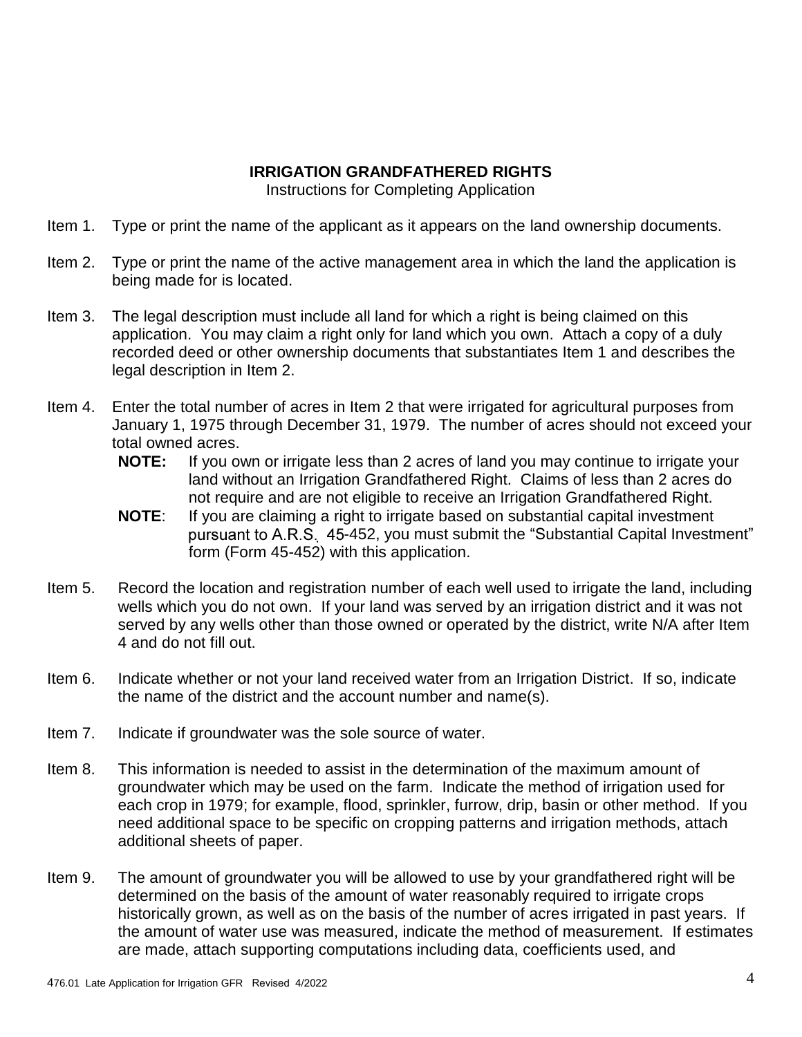**IRRIGATION GRANDFATHERED RIGHTS**

Instructions for Completing Application

Item 1. Type or print the name of the applicant as it appears on the land ownership documents.

Item 2. Type or print the name of the active management area in which the land the application is being made for is located.

Item 3. The legal description must include all land for which a right is being claimed on this application. You may claim a right only for land which you own. Attach a copy of a duly recorded deed or other ownership documents that substantiates Item 1 and describes the legal description in Item 2.

Item 4. Enter the total number of acres in Item 2 that were irrigated for agricultural purposes from January 1, 1975 through December 31, 1979. The number of acres should not exceed your total owned acres.

**NOTE:** If you own or irrigate less than 2 acres of land you may continue to irrigate your land without an Irrigation Grandfathered Right. Claims of less than 2 acres do not require and are not eligible to receive an Irrigation Grandfathered Right.

**NOTE**: If you are claiming a right to irrigate based on substantial capital investment pursuant to A.R.S. 45-452, you must submit the "Substantial Capital Investment" form (Form 45-452) with this application.

Item 5. Record the location and registration number of each well used to irrigate the land, including wells which you do not own. If your land was served by an irrigation district and it was not served by any wells other than those owned or operated by the district, write N/A after Item 4 and do not fill out.

Item 6. Indicate whether or not your land received water from an Irrigation District. If so, indicate the name of the district and the account number and name(s).

Item 7. Indicate if groundwater was the sole source of water.

Item 8. This information is needed to assist in the determination of the maximum amount of groundwater which may be used on the farm. Indicate the method of irrigation used for each crop in 1979; for example, flood, sprinkler, furrow, drip, basin or other method. If you need additional space to be specific on cropping patterns and irrigation methods, attach additional sheets of paper.

Item 9. The amount of groundwater you will be allowed to use by your grandfathered right will be determined on the basis of the amount of water reasonably required to irrigate crops historically grown, as well as on the basis of the number of acres irrigated in past years. If the amount of water use was measured, indicate the method of measurement. If estimates are made, attach supporting computations including data, coefficients used, and

476.01 Late Application for Irrigation GFR Revised 4/2022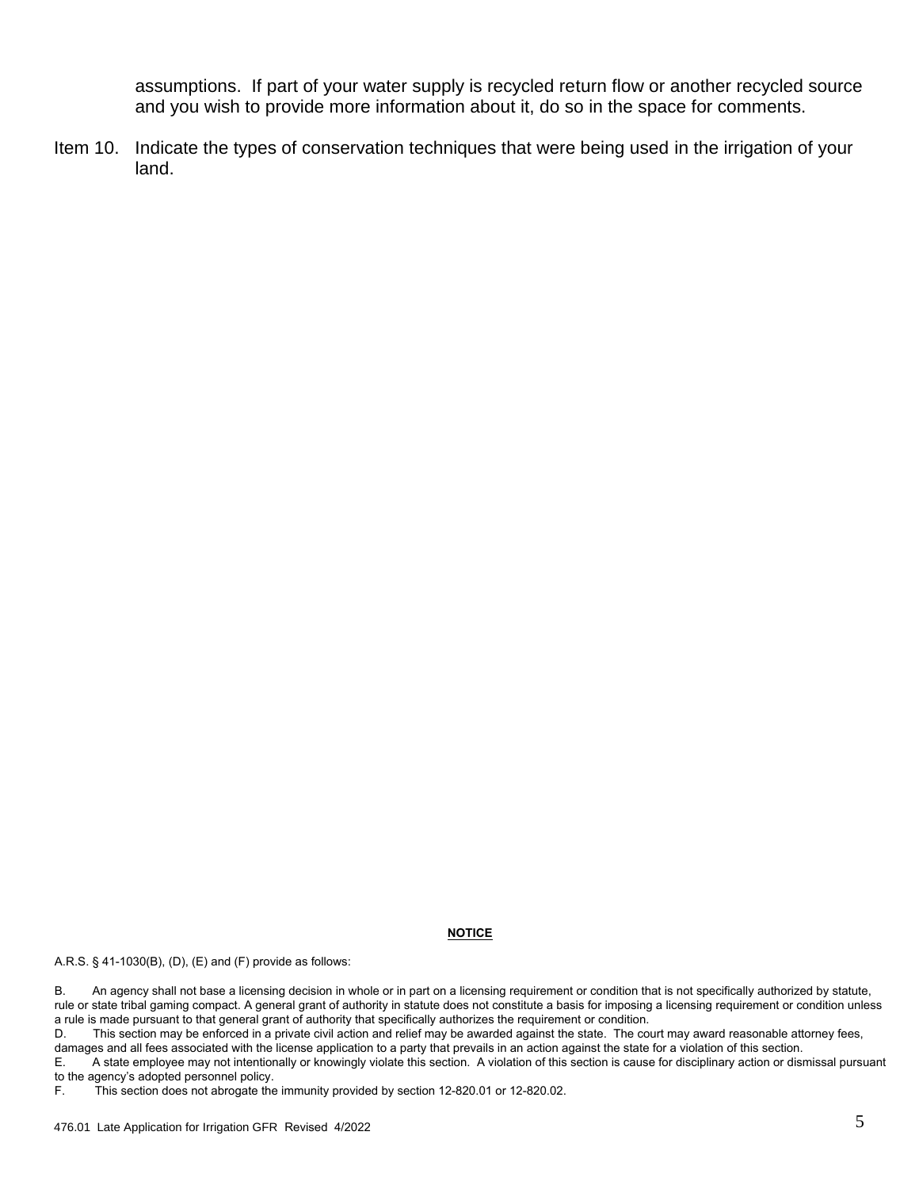assumptions. If part of your water supply is recycled return flow or another recycled source and you wish to provide more information about it, do so in the space for comments.

Item 10. Indicate the types of conservation techniques that were being used in the irrigation of your land.

**NOTICE**

A.R.S. § 41-1030(B), (D), (E) and (F) provide as follows:

B. An agency shall not base a licensing decision in whole or in part on a licensing requirement or condition that is not specifically authorized by statute, rule or state tribal gaming compact. A general grant of authority in statute does not constitute a basis for imposing a licensing requirement or condition unless a rule is made pursuant to that general grant of authority that specifically authorizes the requirement or condition.

D. This section may be enforced in a private civil action and relief may be awarded against the state. The court may award reasonable attorney fees, damages and all fees associated with the license application to a party that prevails in an action against the state for a violation of this section.

E. A state employee may not intentionally or knowingly violate this section. A violation of this section is cause for disciplinary action or dismissal pursuant to the agency's adopted personnel policy.

F. This section does not abrogate the immunity provided by section 12-820.01 or 12-820.02.

476.01 Late Application for Irrigation GFR Revised 4/2022